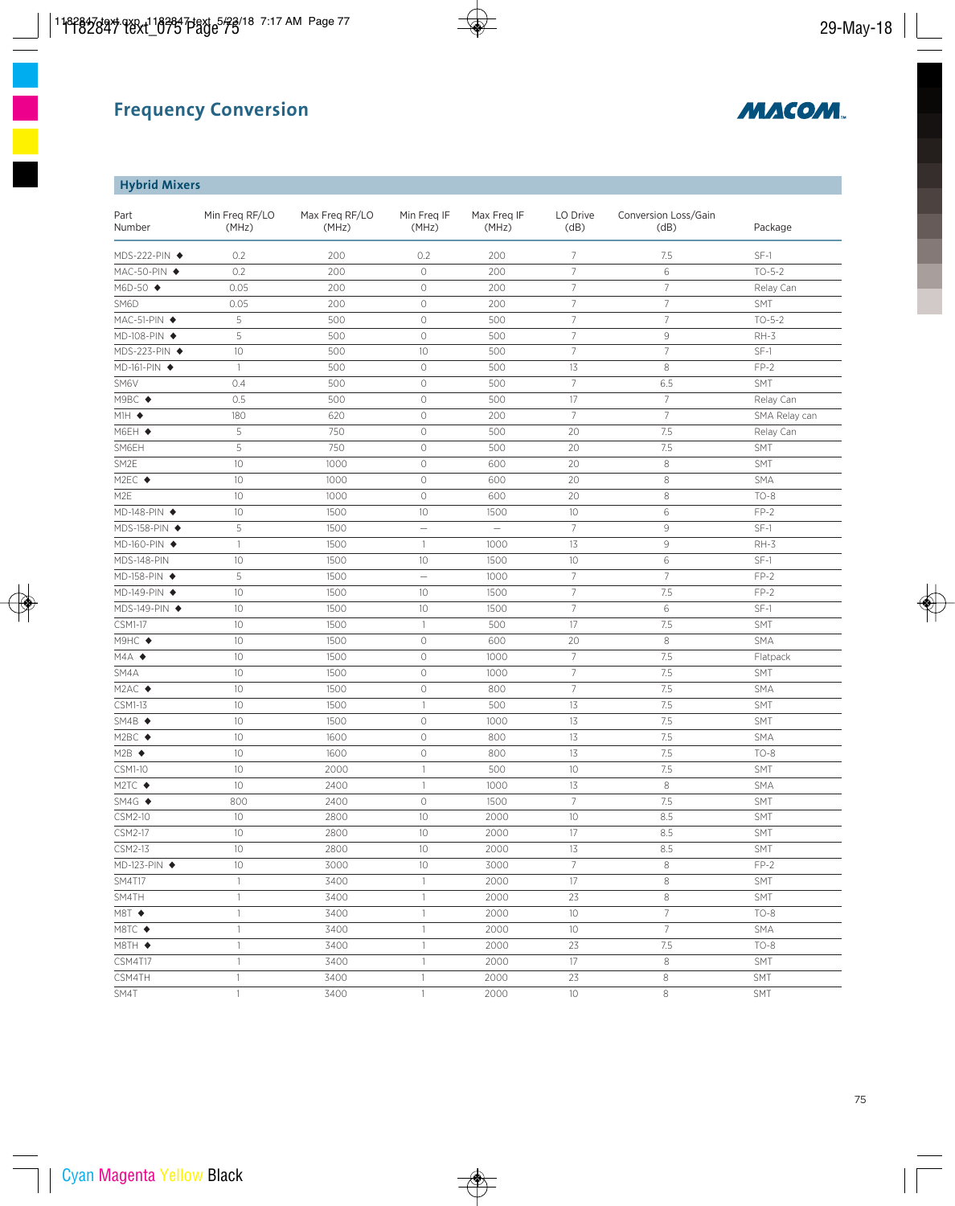# Frequency Conversion

## Hybrid Mixers

| Part Number | Min Freq RF/LO (MHz) | Max Freq RF/LO (MHz) | Min Freq IF (MHz) | Max Freq IF (MHz) | LO Drive (dB) | Conversion Loss/Gain (dB) | Package |
|---|---|---|---|---|---|---|---|
| MDS-222-PIN ◆ | 0.2 | 200 | 0.2 | 200 | 7 | 7.5 | SF-1 |
| MAC-50-PIN ◆ | 0.2 | 200 | 0 | 200 | 7 | 6 | TO-5-2 |
| M6D-50 ◆ | 0.05 | 200 | 0 | 200 | 7 | 7 | Relay Can |
| SM6D | 0.05 | 200 | 0 | 200 | 7 | 7 | SMT |
| MAC-51-PIN ◆ | 5 | 500 | 0 | 500 | 7 | 7 | TO-5-2 |
| MD-108-PIN ◆ | 5 | 500 | 0 | 500 | 7 | 9 | RH-3 |
| MDS-223-PIN ◆ | 10 | 500 | 10 | 500 | 7 | 7 | SF-1 |
| MD-161-PIN ◆ | 1 | 500 | 0 | 500 | 13 | 8 | FP-2 |
| SM6V | 0.4 | 500 | 0 | 500 | 7 | 6.5 | SMT |
| M9BC ◆ | 0.5 | 500 | 0 | 500 | 17 | 7 | Relay Can |
| M1H ◆ | 180 | 620 | 0 | 200 | 7 | 7 | SMA Relay can |
| M6EH ◆ | 5 | 750 | 0 | 500 | 20 | 7.5 | Relay Can |
| SM6EH | 5 | 750 | 0 | 500 | 20 | 7.5 | SMT |
| SM2E | 10 | 1000 | 0 | 600 | 20 | 8 | SMT |
| M2EC ◆ | 10 | 1000 | 0 | 600 | 20 | 8 | SMA |
| M2E | 10 | 1000 | 0 | 600 | 20 | 8 | TO-8 |
| MD-148-PIN ◆ | 10 | 1500 | 10 | 1500 | 10 | 6 | FP-2 |
| MDS-158-PIN ◆ | 5 | 1500 | — | — | 7 | 9 | SF-1 |
| MD-160-PIN ◆ | 1 | 1500 | 1 | 1000 | 13 | 9 | RH-3 |
| MDS-148-PIN | 10 | 1500 | 10 | 1500 | 10 | 6 | SF-1 |
| MD-158-PIN ◆ | 5 | 1500 | — | 1000 | 7 | 7 | FP-2 |
| MD-149-PIN ◆ | 10 | 1500 | 10 | 1500 | 7 | 7.5 | FP-2 |
| MDS-149-PIN ◆ | 10 | 1500 | 10 | 1500 | 7 | 6 | SF-1 |
| CSM1-17 | 10 | 1500 | 1 | 500 | 17 | 7.5 | SMT |
| M9HC ◆ | 10 | 1500 | 0 | 600 | 20 | 8 | SMA |
| M4A ◆ | 10 | 1500 | 0 | 1000 | 7 | 7.5 | Flatpack |
| SM4A | 10 | 1500 | 0 | 1000 | 7 | 7.5 | SMT |
| M2AC ◆ | 10 | 1500 | 0 | 800 | 7 | 7.5 | SMA |
| CSM1-13 | 10 | 1500 | 1 | 500 | 13 | 7.5 | SMT |
| SM4B ◆ | 10 | 1500 | 0 | 1000 | 13 | 7.5 | SMT |
| M2BC ◆ | 10 | 1600 | 0 | 800 | 13 | 7.5 | SMA |
| M2B ◆ | 10 | 1600 | 0 | 800 | 13 | 7.5 | TO-8 |
| CSM1-10 | 10 | 2000 | 1 | 500 | 10 | 7.5 | SMT |
| M2TC ◆ | 10 | 2400 | 1 | 1000 | 13 | 8 | SMA |
| SM4G ◆ | 800 | 2400 | 0 | 1500 | 7 | 7.5 | SMT |
| CSM2-10 | 10 | 2800 | 10 | 2000 | 10 | 8.5 | SMT |
| CSM2-17 | 10 | 2800 | 10 | 2000 | 17 | 8.5 | SMT |
| CSM2-13 | 10 | 2800 | 10 | 2000 | 13 | 8.5 | SMT |
| MD-123-PIN ◆ | 10 | 3000 | 10 | 3000 | 7 | 8 | FP-2 |
| SM4T17 | 1 | 3400 | 1 | 2000 | 17 | 8 | SMT |
| SM4TH | 1 | 3400 | 1 | 2000 | 23 | 8 | SMT |
| M8T ◆ | 1 | 3400 | 1 | 2000 | 10 | 7 | TO-8 |
| M8TC ◆ | 1 | 3400 | 1 | 2000 | 10 | 7 | SMA |
| M8TH ◆ | 1 | 3400 | 1 | 2000 | 23 | 7.5 | TO-8 |
| CSM4T17 | 1 | 3400 | 1 | 2000 | 17 | 8 | SMT |
| CSM4TH | 1 | 3400 | 1 | 2000 | 23 | 8 | SMT |
| SM4T | 1 | 3400 | 1 | 2000 | 10 | 8 | SMT |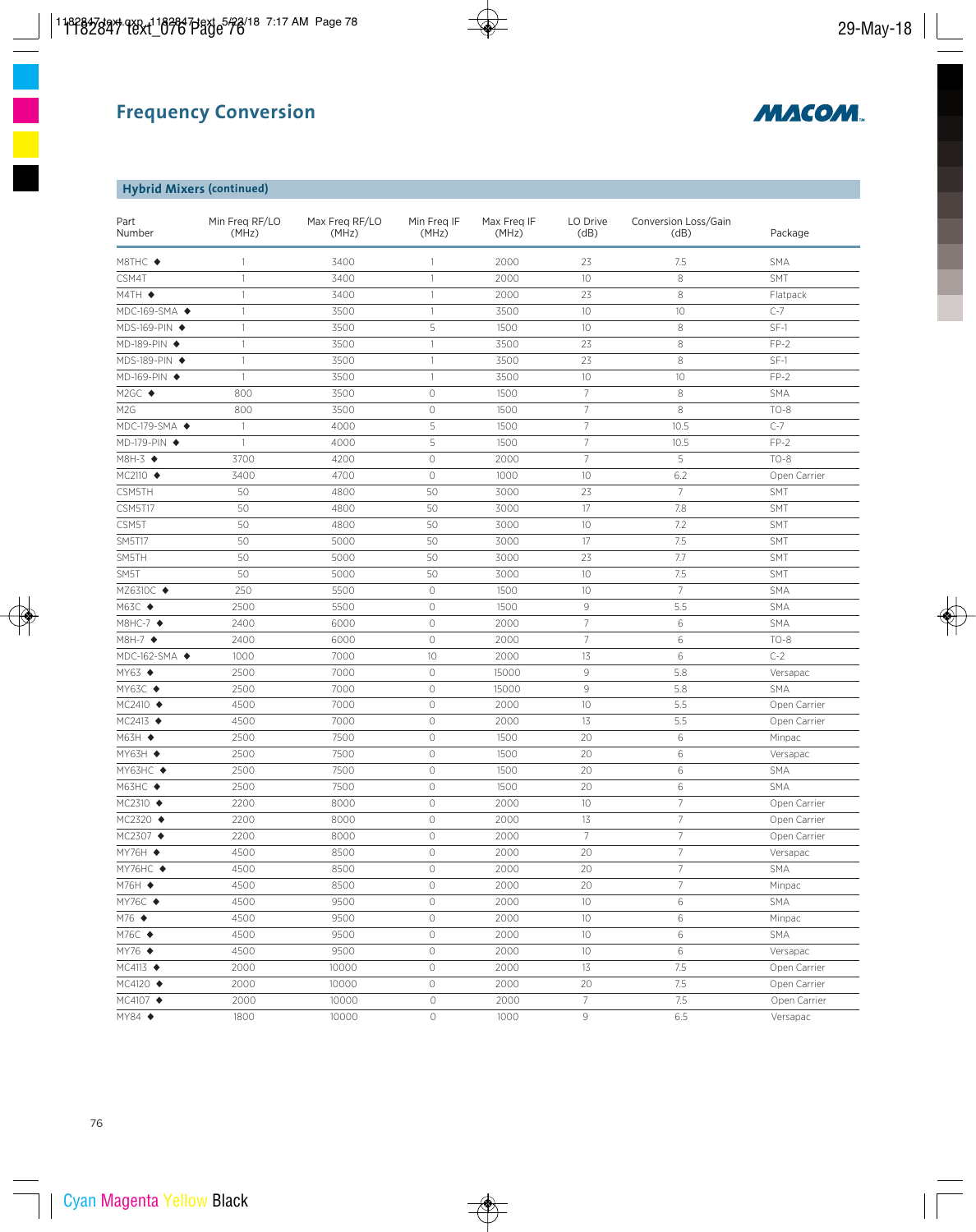# Frequency Conversion

MACOM

## Hybrid Mixers (continued)

| Part Number | Min Freq RF/LO (MHz) | Max Freq RF/LO (MHz) | Min Freq IF (MHz) | Max Freq IF (MHz) | LO Drive (dB) | Conversion Loss/Gain (dB) | Package |
|---|---|---|---|---|---|---|---|
| M8THC ◆ | 1 | 3400 | 1 | 2000 | 23 | 7.5 | SMA |
| CSM4T | 1 | 3400 | 1 | 2000 | 10 | 8 | SMT |
| M4TH ◆ | 1 | 3400 | 1 | 2000 | 23 | 8 | Flatpack |
| MDC-169-SMA ◆ | 1 | 3500 | 1 | 3500 | 10 | 10 | C-7 |
| MDS-169-PIN ◆ | 1 | 3500 | 5 | 1500 | 10 | 8 | SF-1 |
| MD-189-PIN ◆ | 1 | 3500 | 1 | 3500 | 23 | 8 | FP-2 |
| MDS-189-PIN ◆ | 1 | 3500 | 1 | 3500 | 23 | 8 | SF-1 |
| MD-169-PIN ◆ | 1 | 3500 | 1 | 3500 | 10 | 10 | FP-2 |
| M2GC ◆ | 800 | 3500 | 0 | 1500 | 7 | 8 | SMA |
| M2G | 800 | 3500 | 0 | 1500 | 7 | 8 | TO-8 |
| MDC-179-SMA ◆ | 1 | 4000 | 5 | 1500 | 7 | 10.5 | C-7 |
| MD-179-PIN ◆ | 1 | 4000 | 5 | 1500 | 7 | 10.5 | FP-2 |
| M8H-3 ◆ | 3700 | 4200 | 0 | 2000 | 7 | 5 | TO-8 |
| MC2110 ◆ | 3400 | 4700 | 0 | 1000 | 10 | 6.2 | Open Carrier |
| CSM5TH | 50 | 4800 | 50 | 3000 | 23 | 7 | SMT |
| CSM5T17 | 50 | 4800 | 50 | 3000 | 17 | 7.8 | SMT |
| CSM5T | 50 | 4800 | 50 | 3000 | 10 | 7.2 | SMT |
| SM5T17 | 50 | 5000 | 50 | 3000 | 17 | 7.5 | SMT |
| SM5TH | 50 | 5000 | 50 | 3000 | 23 | 7.7 | SMT |
| SM5T | 50 | 5000 | 50 | 3000 | 10 | 7.5 | SMT |
| MZ6310C ◆ | 250 | 5500 | 0 | 1500 | 10 | 7 | SMA |
| M63C ◆ | 2500 | 5500 | 0 | 1500 | 9 | 5.5 | SMA |
| M8HC-7 ◆ | 2400 | 6000 | 0 | 2000 | 7 | 6 | SMA |
| M8H-7 ◆ | 2400 | 6000 | 0 | 2000 | 7 | 6 | TO-8 |
| MDC-162-SMA ◆ | 1000 | 7000 | 10 | 2000 | 13 | 6 | C-2 |
| MY63 ◆ | 2500 | 7000 | 0 | 15000 | 9 | 5.8 | Versapac |
| MY63C ◆ | 2500 | 7000 | 0 | 15000 | 9 | 5.8 | SMA |
| MC2410 ◆ | 4500 | 7000 | 0 | 2000 | 10 | 5.5 | Open Carrier |
| MC2413 ◆ | 4500 | 7000 | 0 | 2000 | 13 | 5.5 | Open Carrier |
| M63H ◆ | 2500 | 7500 | 0 | 1500 | 20 | 6 | Minpac |
| MY63H ◆ | 2500 | 7500 | 0 | 1500 | 20 | 6 | Versapac |
| MY63HC ◆ | 2500 | 7500 | 0 | 1500 | 20 | 6 | SMA |
| M63HC ◆ | 2500 | 7500 | 0 | 1500 | 20 | 6 | SMA |
| MC2310 ◆ | 2200 | 8000 | 0 | 2000 | 10 | 7 | Open Carrier |
| MC2320 ◆ | 2200 | 8000 | 0 | 2000 | 13 | 7 | Open Carrier |
| MC2307 ◆ | 2200 | 8000 | 0 | 2000 | 7 | 7 | Open Carrier |
| MY76H ◆ | 4500 | 8500 | 0 | 2000 | 20 | 7 | Versapac |
| MY76HC ◆ | 4500 | 8500 | 0 | 2000 | 20 | 7 | SMA |
| M76H ◆ | 4500 | 8500 | 0 | 2000 | 20 | 7 | Minpac |
| MY76C ◆ | 4500 | 9500 | 0 | 2000 | 10 | 6 | SMA |
| M76 ◆ | 4500 | 9500 | 0 | 2000 | 10 | 6 | Minpac |
| M76C ◆ | 4500 | 9500 | 0 | 2000 | 10 | 6 | SMA |
| MY76 ◆ | 4500 | 9500 | 0 | 2000 | 10 | 6 | Versapac |
| MC4113 ◆ | 2000 | 10000 | 0 | 2000 | 13 | 7.5 | Open Carrier |
| MC4120 ◆ | 2000 | 10000 | 0 | 2000 | 20 | 7.5 | Open Carrier |
| MC4107 ◆ | 2000 | 10000 | 0 | 2000 | 7 | 7.5 | Open Carrier |
| MY84 ◆ | 1800 | 10000 | 0 | 1000 | 9 | 6.5 | Versapac |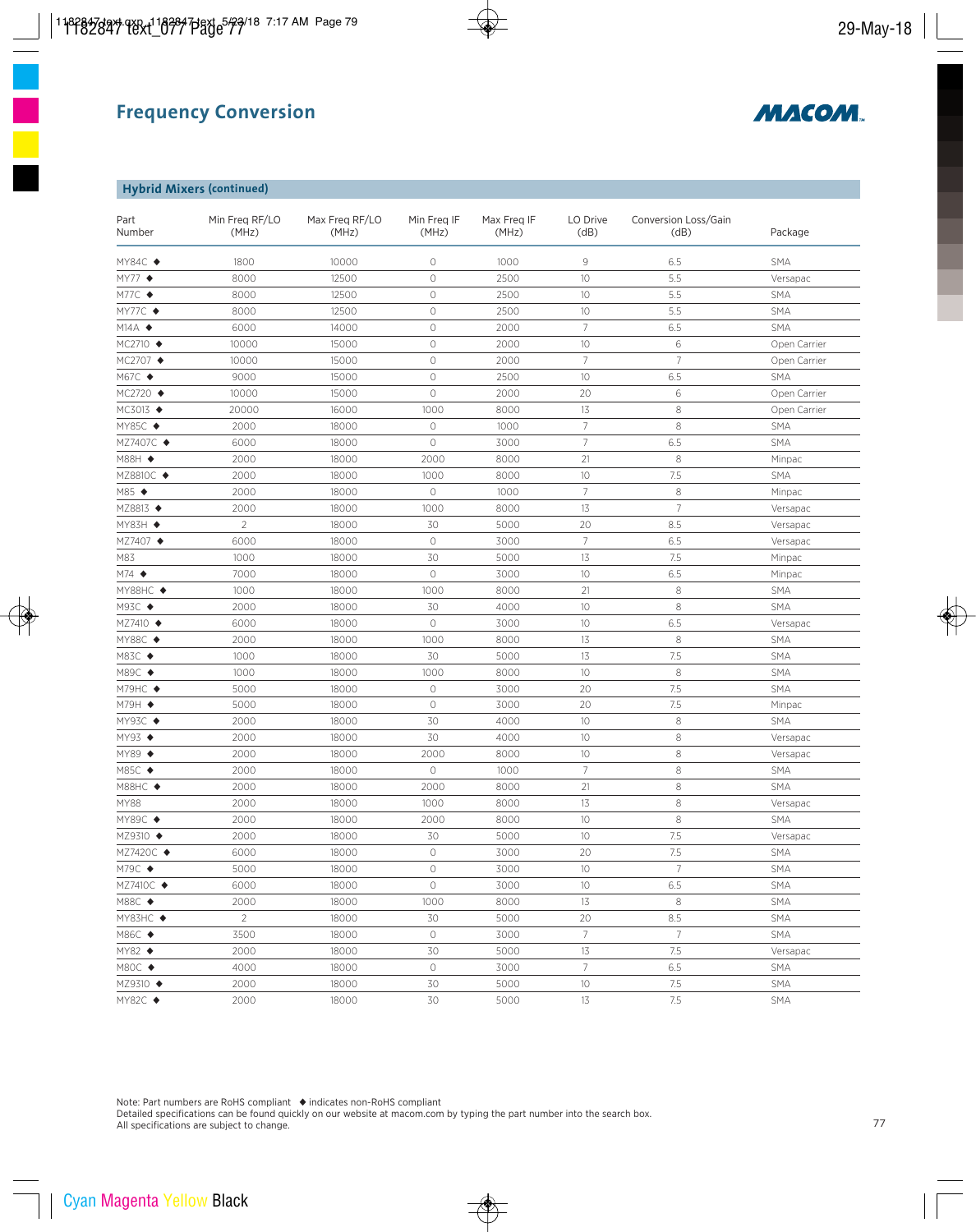# Frequency Conversion

## Hybrid Mixers (continued)

| Part Number | Min Freq RF/LO (MHz) | Max Freq RF/LO (MHz) | Min Freq IF (MHz) | Max Freq IF (MHz) | LO Drive (dB) | Conversion Loss/Gain (dB) | Package |
|---|---|---|---|---|---|---|---|
| MY84C ◆ | 1800 | 10000 | 0 | 1000 | 9 | 6.5 | SMA |
| MY77 ◆ | 8000 | 12500 | 0 | 2500 | 10 | 5.5 | Versapac |
| M77C ◆ | 8000 | 12500 | 0 | 2500 | 10 | 5.5 | SMA |
| MY77C ◆ | 8000 | 12500 | 0 | 2500 | 10 | 5.5 | SMA |
| M14A ◆ | 6000 | 14000 | 0 | 2000 | 7 | 6.5 | SMA |
| MC2710 ◆ | 10000 | 15000 | 0 | 2000 | 10 | 6 | Open Carrier |
| MC2707 ◆ | 10000 | 15000 | 0 | 2000 | 7 | 7 | Open Carrier |
| M67C ◆ | 9000 | 15000 | 0 | 2500 | 10 | 6.5 | SMA |
| MC2720 ◆ | 10000 | 15000 | 0 | 2000 | 20 | 6 | Open Carrier |
| MC3013 ◆ | 20000 | 16000 | 1000 | 8000 | 13 | 8 | Open Carrier |
| MY85C ◆ | 2000 | 18000 | 0 | 1000 | 7 | 8 | SMA |
| MZ7407C ◆ | 6000 | 18000 | 0 | 3000 | 7 | 6.5 | SMA |
| M88H ◆ | 2000 | 18000 | 2000 | 8000 | 21 | 8 | Minpac |
| MZ8810C ◆ | 2000 | 18000 | 1000 | 8000 | 10 | 7.5 | SMA |
| M85 ◆ | 2000 | 18000 | 0 | 1000 | 7 | 8 | Minpac |
| MZ8813 ◆ | 2000 | 18000 | 1000 | 8000 | 13 | 7 | Versapac |
| MY83H ◆ | 2 | 18000 | 30 | 5000 | 20 | 8.5 | Versapac |
| MZ7407 ◆ | 6000 | 18000 | 0 | 3000 | 7 | 6.5 | Versapac |
| M83 | 1000 | 18000 | 30 | 5000 | 13 | 7.5 | Minpac |
| M74 ◆ | 7000 | 18000 | 0 | 3000 | 10 | 6.5 | Minpac |
| MY88HC ◆ | 1000 | 18000 | 1000 | 8000 | 21 | 8 | SMA |
| M93C ◆ | 2000 | 18000 | 30 | 4000 | 10 | 8 | SMA |
| MZ7410 ◆ | 6000 | 18000 | 0 | 3000 | 10 | 6.5 | Versapac |
| MY88C ◆ | 2000 | 18000 | 1000 | 8000 | 13 | 8 | SMA |
| M83C ◆ | 1000 | 18000 | 30 | 5000 | 13 | 7.5 | SMA |
| M89C ◆ | 1000 | 18000 | 1000 | 8000 | 10 | 8 | SMA |
| M79HC ◆ | 5000 | 18000 | 0 | 3000 | 20 | 7.5 | SMA |
| M79H ◆ | 5000 | 18000 | 0 | 3000 | 20 | 7.5 | Minpac |
| MY93C ◆ | 2000 | 18000 | 30 | 4000 | 10 | 8 | SMA |
| MY93 ◆ | 2000 | 18000 | 30 | 4000 | 10 | 8 | Versapac |
| MY89 ◆ | 2000 | 18000 | 2000 | 8000 | 10 | 8 | Versapac |
| M85C ◆ | 2000 | 18000 | 0 | 1000 | 7 | 8 | SMA |
| M88HC ◆ | 2000 | 18000 | 2000 | 8000 | 21 | 8 | SMA |
| MY88 | 2000 | 18000 | 1000 | 8000 | 13 | 8 | Versapac |
| MY89C ◆ | 2000 | 18000 | 2000 | 8000 | 10 | 8 | SMA |
| MZ9310 ◆ | 2000 | 18000 | 30 | 5000 | 10 | 7.5 | Versapac |
| MZ7420C ◆ | 6000 | 18000 | 0 | 3000 | 20 | 7.5 | SMA |
| M79C ◆ | 5000 | 18000 | 0 | 3000 | 10 | 7 | SMA |
| MZ7410C ◆ | 6000 | 18000 | 0 | 3000 | 10 | 6.5 | SMA |
| M88C ◆ | 2000 | 18000 | 1000 | 8000 | 13 | 8 | SMA |
| MY83HC ◆ | 2 | 18000 | 30 | 5000 | 20 | 8.5 | SMA |
| M86C ◆ | 3500 | 18000 | 0 | 3000 | 7 | 7 | SMA |
| MY82 ◆ | 2000 | 18000 | 30 | 5000 | 13 | 7.5 | Versapac |
| M80C ◆ | 4000 | 18000 | 0 | 3000 | 7 | 6.5 | SMA |
| MZ9310 ◆ | 2000 | 18000 | 30 | 5000 | 10 | 7.5 | SMA |
| MY82C ◆ | 2000 | 18000 | 30 | 5000 | 13 | 7.5 | SMA |

Note: Part numbers are RoHS compliant ◆ indicates non-RoHS compliant
Detailed specifications can be found quickly on our website at macom.com by typing the part number into the search box.
All specifications are subject to change.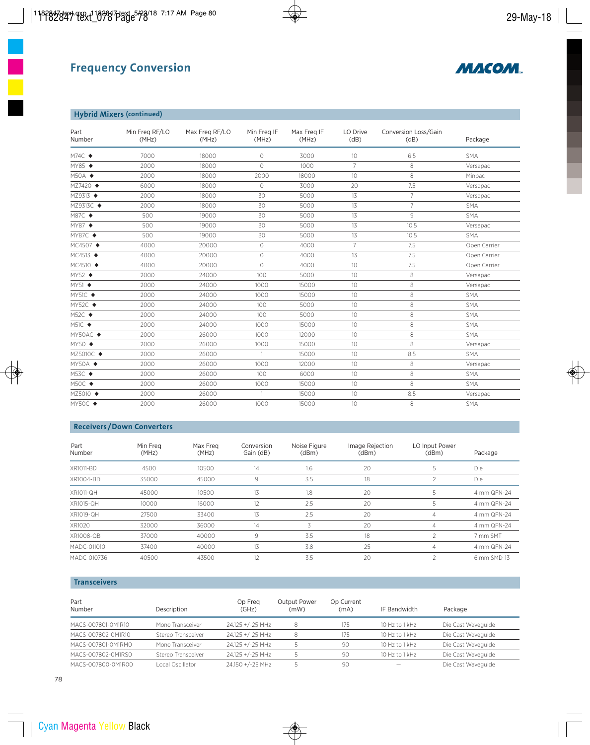## Frequency Conversion

MACOM

### Hybrid Mixers (continued)

| Part Number | Min Freq RF/LO (MHz) | Max Freq RF/LO (MHz) | Min Freq IF (MHz) | Max Freq IF (MHz) | LO Drive (dB) | Conversion Loss/Gain (dB) | Package |
|---|---|---|---|---|---|---|---|
| M74C ◆ | 7000 | 18000 | 0 | 3000 | 10 | 6.5 | SMA |
| MY85 ◆ | 2000 | 18000 | 0 | 1000 | 7 | 8 | Versapac |
| M50A ◆ | 2000 | 18000 | 2000 | 18000 | 10 | 8 | Minpac |
| MZ7420 ◆ | 6000 | 18000 | 0 | 3000 | 20 | 7.5 | Versapac |
| MZ9313 ◆ | 2000 | 18000 | 30 | 5000 | 13 | 7 | Versapac |
| MZ9313C ◆ | 2000 | 18000 | 30 | 5000 | 13 | 7 | SMA |
| M87C ◆ | 500 | 19000 | 30 | 5000 | 13 | 9 | SMA |
| MY87 ◆ | 500 | 19000 | 30 | 5000 | 13 | 10.5 | Versapac |
| MY87C ◆ | 500 | 19000 | 30 | 5000 | 13 | 10.5 | SMA |
| MC4507 ◆ | 4000 | 20000 | 0 | 4000 | 7 | 7.5 | Open Carrier |
| MC4513 ◆ | 4000 | 20000 | 0 | 4000 | 13 | 7.5 | Open Carrier |
| MC4510 ◆ | 4000 | 20000 | 0 | 4000 | 10 | 7.5 | Open Carrier |
| MY52 ◆ | 2000 | 24000 | 100 | 5000 | 10 | 8 | Versapac |
| MY51 ◆ | 2000 | 24000 | 1000 | 15000 | 10 | 8 | Versapac |
| MY51C ◆ | 2000 | 24000 | 1000 | 15000 | 10 | 8 | SMA |
| MY52C ◆ | 2000 | 24000 | 100 | 5000 | 10 | 8 | SMA |
| M52C ◆ | 2000 | 24000 | 100 | 5000 | 10 | 8 | SMA |
| M51C ◆ | 2000 | 24000 | 1000 | 15000 | 10 | 8 | SMA |
| MY50AC ◆ | 2000 | 26000 | 1000 | 12000 | 10 | 8 | SMA |
| MY50 ◆ | 2000 | 26000 | 1000 | 15000 | 10 | 8 | Versapac |
| MZ5010C ◆ | 2000 | 26000 | 1 | 15000 | 10 | 8.5 | SMA |
| MY50A ◆ | 2000 | 26000 | 1000 | 12000 | 10 | 8 | Versapac |
| M53C ◆ | 2000 | 26000 | 100 | 6000 | 10 | 8 | SMA |
| M50C ◆ | 2000 | 26000 | 1000 | 15000 | 10 | 8 | SMA |
| MZ5010 ◆ | 2000 | 26000 | 1 | 15000 | 10 | 8.5 | Versapac |
| MY50C ◆ | 2000 | 26000 | 1000 | 15000 | 10 | 8 | SMA |

### Receivers / Down Converters

| Part Number | Min Freq (MHz) | Max Freq (MHz) | Conversion Gain (dB) | Noise Figure (dBm) | Image Rejection (dBm) | LO Input Power (dBm) | Package |
|---|---|---|---|---|---|---|---|
| XR1011-BD | 4500 | 10500 | 14 | 1.6 | 20 | 5 | Die |
| XR1004-BD | 35000 | 45000 | 9 | 3.5 | 18 | 2 | Die |
| XR1011-QH | 45000 | 10500 | 13 | 1.8 | 20 | 5 | 4 mm QFN-24 |
| XR1015-QH | 10000 | 16000 | 12 | 2.5 | 20 | 5 | 4 mm QFN-24 |
| XR1019-QH | 27500 | 33400 | 13 | 2.5 | 20 | 4 | 4 mm QFN-24 |
| XR1020 | 32000 | 36000 | 14 | 3 | 20 | 4 | 4 mm QFN-24 |
| XR1008-QB | 37000 | 40000 | 9 | 3.5 | 18 | 2 | 7 mm SMT |
| MADC-011010 | 37400 | 40000 | 13 | 3.8 | 25 | 4 | 4 mm QFN-24 |
| MADC-010736 | 40500 | 43500 | 12 | 3.5 | 20 | 2 | 6 mm SMD-13 |

### Transceivers

| Part Number | Description | Op Freq (GHz) | Output Power (mW) | Op Current (mA) | IF Bandwidth | Package |
|---|---|---|---|---|---|---|
| MACS-007801-0M1R10 | Mono Transceiver | 24.125 +/-25 MHz | 8 | 175 | 10 Hz to 1 kHz | Die Cast Waveguide |
| MACS-007802-0M1R10 | Stereo Transceiver | 24.125 +/-25 MHz | 8 | 175 | 10 Hz to 1 kHz | Die Cast Waveguide |
| MACS-007801-0M1RM0 | Mono Transceiver | 24.125 +/-25 MHz | 5 | 90 | 10 Hz to 1 kHz | Die Cast Waveguide |
| MACS-007802-0M1RS0 | Stereo Transceiver | 24.125 +/-25 MHz | 5 | 90 | 10 Hz to 1 kHz | Die Cast Waveguide |
| MACS-007800-0M1R00 | Local Oscillator | 24.150 +/-25 MHz | 5 | 90 | — | Die Cast Waveguide |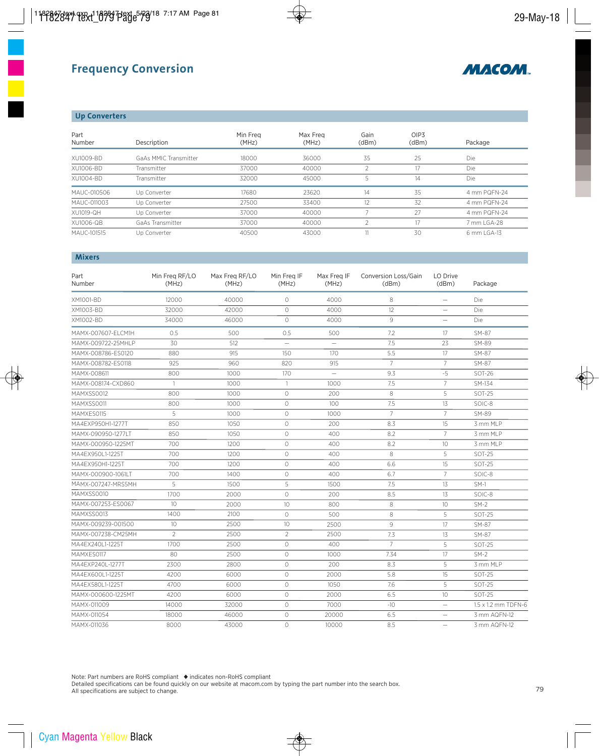# Frequency Conversion

## Up Converters

| Part Number | Description | Min Freq (MHz) | Max Freq (MHz) | Gain (dBm) | OIP3 (dBm) | Package |
|---|---|---|---|---|---|---|
| XU1009-BD | GaAs MMIC Transmitter | 18000 | 36000 | 35 | 25 | Die |
| XU1006-BD | Transmitter | 37000 | 40000 | 2 | 17 | Die |
| XU1004-BD | Transmitter | 32000 | 45000 | 5 | 14 | Die |
| MAUC-010506 | Up Converter | 17680 | 23620 | 14 | 35 | 4 mm PQFN-24 |
| MAUC-011003 | Up Converter | 27500 | 33400 | 12 | 32 | 4 mm PQFN-24 |
| XU1019-QH | Up Converter | 37000 | 40000 | 7 | 27 | 4 mm PQFN-24 |
| XU1006-QB | GaAs Transmitter | 37000 | 40000 | 2 | 17 | 7 mm LGA-28 |
| MAUC-101515 | Up Converter | 40500 | 43000 | 11 | 30 | 6 mm LGA-13 |

## Mixers

| Part Number | Min Freq RF/LO (MHz) | Max Freq RF/LO (MHz) | Min Freq IF (MHz) | Max Freq IF (MHz) | Conversion Loss/Gain (dBm) | LO Drive (dBm) | Package |
|---|---|---|---|---|---|---|---|
| XM1001-BD | 12000 | 40000 | 0 | 4000 | 8 | — | Die |
| XM1003-BD | 32000 | 42000 | 0 | 4000 | 12 | — | Die |
| XM1002-BD | 34000 | 46000 | 0 | 4000 | 9 | — | Die |
| MAMX-007607-ELCM1H | 0.5 | 500 | 0.5 | 500 | 7.2 | 17 | SM-87 |
| MAMX-009722-25MHLP | 30 | 512 | — | — | 7.5 | 23 | SM-89 |
| MAMX-008786-ES0120 | 880 | 915 | 150 | 170 | 5.5 | 17 | SM-87 |
| MAMX-008782-ES0118 | 925 | 960 | 820 | 915 | 7 | 7 | SM-87 |
| MAMX-008611 | 800 | 1000 | 170 | — | 9.3 | -5 | SOT-26 |
| MAMX-008174-CXD860 | 1 | 1000 | 1 | 1000 | 7.5 | 7 | SM-134 |
| MAMXSS0012 | 800 | 1000 | 0 | 200 | 8 | 5 | SOT-25 |
| MAMXSS0011 | 800 | 1000 | 0 | 100 | 7.5 | 13 | SOIC-8 |
| MAMXES0115 | 5 | 1000 | 0 | 1000 | 7 | 7 | SM-89 |
| MA4EXP950H1-1277T | 850 | 1050 | 0 | 200 | 8.3 | 15 | 3 mm MLP |
| MAMX-090950-1277LT | 850 | 1050 | 0 | 400 | 8.2 | 7 | 3 mm MLP |
| MAMX-000950-1225MT | 700 | 1200 | 0 | 400 | 8.2 | 10 | 3 mm MLP |
| MA4EX950L1-1225T | 700 | 1200 | 0 | 400 | 8 | 5 | SOT-25 |
| MA4EX950H1-1225T | 700 | 1200 | 0 | 400 | 6.6 | 15 | SOT-25 |
| MAMX-000900-1061LT | 700 | 1400 | 0 | 400 | 6.7 | 7 | SOIC-8 |
| MAMX-007247-MRS5MH | 5 | 1500 | 5 | 1500 | 7.5 | 13 | SM-1 |
| MAMXSS0010 | 1700 | 2000 | 0 | 200 | 8.5 | 13 | SOIC-8 |
| MAMX-007253-ES0067 | 10 | 2000 | 10 | 800 | 8 | 10 | SM-2 |
| MAMXSS0013 | 1400 | 2100 | 0 | 500 | 8 | 5 | SOT-25 |
| MAMX-009239-001500 | 10 | 2500 | 10 | 2500 | 9 | 17 | SM-87 |
| MAMX-007238-CM25MH | 2 | 2500 | 2 | 2500 | 7.3 | 13 | SM-87 |
| MA4EX240L1-1225T | 1700 | 2500 | 0 | 400 | 7 | 5 | SOT-25 |
| MAMXES0117 | 80 | 2500 | 0 | 1000 | 7.34 | 17 | SM-2 |
| MA4EXP240L-1277T | 2300 | 2800 | 0 | 200 | 8.3 | 5 | 3 mm MLP |
| MA4EX600L1-1225T | 4200 | 6000 | 0 | 2000 | 5.8 | 15 | SOT-25 |
| MA4EX580L1-1225T | 4700 | 6000 | 0 | 1050 | 7.6 | 5 | SOT-25 |
| MAMX-000600-1225MT | 4200 | 6000 | 0 | 2000 | 6.5 | 10 | SOT-25 |
| MAMX-011009 | 14000 | 32000 | 0 | 7000 | -10 | — | 1.5 x 1.2 mm TDFN-6 |
| MAMX-011054 | 18000 | 46000 | 0 | 20000 | 6.5 | — | 3 mm AQFN-12 |
| MAMX-011036 | 8000 | 43000 | 0 | 10000 | 8.5 | — | 3 mm AQFN-12 |

Note: Part numbers are RoHS compliant ◆ indicates non-RoHS compliant
Detailed specifications can be found quickly on our website at macom.com by typing the part number into the search box.
All specifications are subject to change.